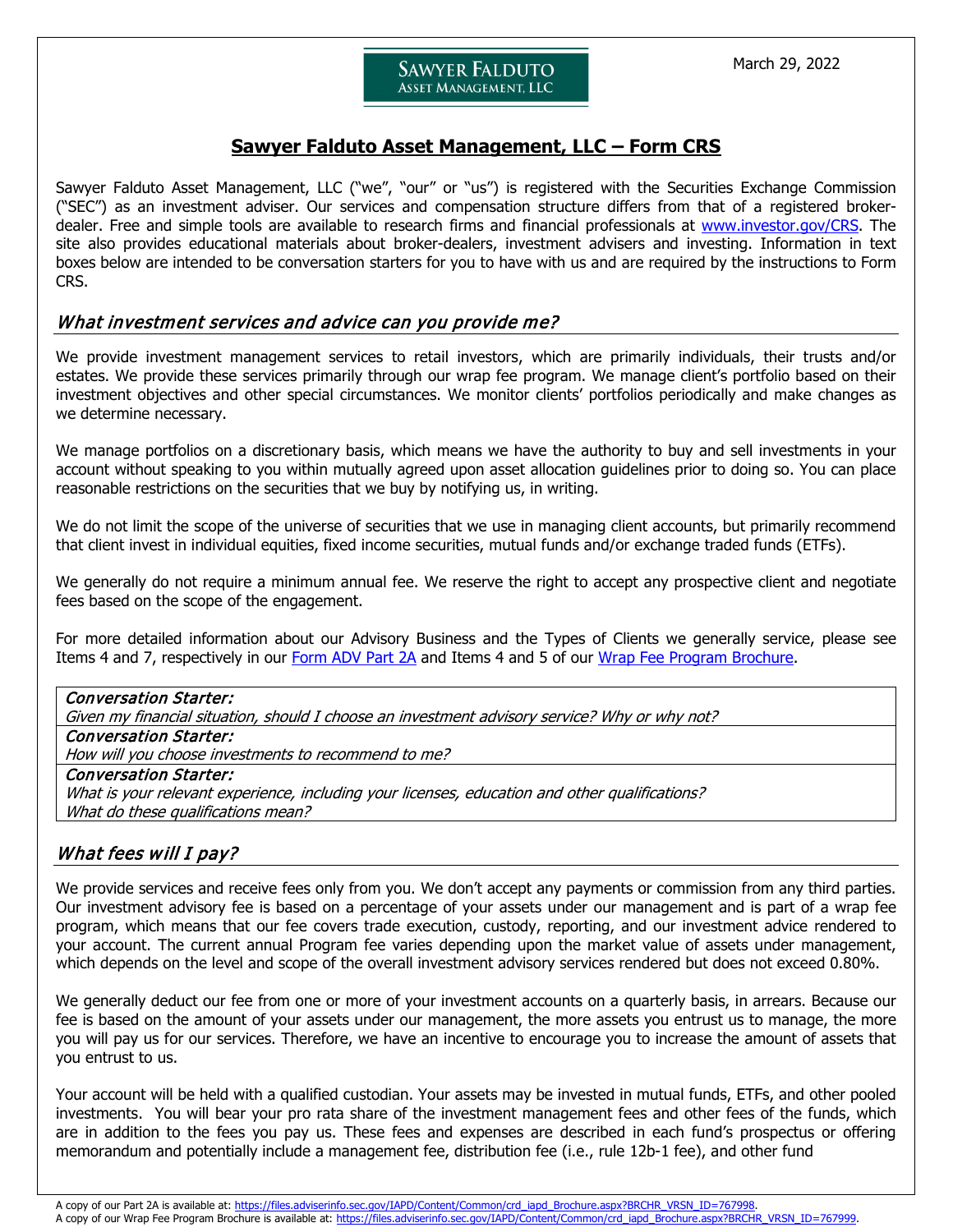March 29, 2022

SAWYER FALDUTO ASSET MANAGEMENT, LLC

# Sawyer Falduto Asset Management, LLC – Form CRS

Sawyer Falduto Asset Management, LLC ("we", "our" or "us") is registered with the Securities Exchange Commission ("SEC") as an investment adviser. Our services and compensation structure differs from that of a registered broker-dealer. Free and simple tools are available to research firms and financial professionals at [www.investor.gov/CRS](www.investor.gov/CRS). The site also provides educational materials about broker-dealers, investment advisers and investing. Information in text boxes below are intended to be conversation starters for you to have with us and are required by the instructions to Form CRS.

## *What investment services and advice can you provide me?*

We provide investment management services to retail investors, which are primarily individuals, their trusts and/or estates. We provide these services primarily through our wrap fee program. We manage client's portfolio based on their investment objectives and other special circumstances. We monitor clients' portfolios periodically and make changes as we determine necessary.

We manage portfolios on a discretionary basis, which means we have the authority to buy and sell investments in your account without speaking to you within mutually agreed upon asset allocation guidelines prior to doing so. You can place reasonable restrictions on the securities that we buy by notifying us, in writing.

We do not limit the scope of the universe of securities that we use in managing client accounts, but primarily recommend that client invest in individual equities, fixed income securities, mutual funds and/or exchange traded funds (ETFs).

We generally do not require a minimum annual fee. We reserve the right to accept any prospective client and negotiate fees based on the scope of the engagement.

For more detailed information about our Advisory Business and the Types of Clients we generally service, please see Items 4 and 7, respectively in our Form ADV Part 2A and Items 4 and 5 of our Wrap Fee Program Brochure.

| |
|---|
| ***Conversation Starter:*** *Given my financial situation, should I choose an investment advisory service? Why or why not?* |
| ***Conversation Starter:*** *How will you choose investments to recommend to me?* |
| ***Conversation Starter:*** *What is your relevant experience, including your licenses, education and other qualifications? What do these qualifications mean?* |

## *What fees will I pay?*

We provide services and receive fees only from you. We don't accept any payments or commission from any third parties. Our investment advisory fee is based on a percentage of your assets under our management and is part of a wrap fee program, which means that our fee covers trade execution, custody, reporting, and our investment advice rendered to your account. The current annual Program fee varies depending upon the market value of assets under management, which depends on the level and scope of the overall investment advisory services rendered but does not exceed 0.80%.

We generally deduct our fee from one or more of your investment accounts on a quarterly basis, in arrears. Because our fee is based on the amount of your assets under our management, the more assets you entrust us to manage, the more you will pay us for our services. Therefore, we have an incentive to encourage you to increase the amount of assets that you entrust to us.

Your account will be held with a qualified custodian. Your assets may be invested in mutual funds, ETFs, and other pooled investments. You will bear your pro rata share of the investment management fees and other fees of the funds, which are in addition to the fees you pay us. These fees and expenses are described in each fund's prospectus or offering memorandum and potentially include a management fee, distribution fee (i.e., rule 12b-1 fee), and other fund

A copy of our Part 2A is available at: https://files.adviserinfo.sec.gov/IAPD/Content/Common/crd_iapd_Brochure.aspx?BRCHR_VRSN_ID=767998.
A copy of our Wrap Fee Program Brochure is available at: https://files.adviserinfo.sec.gov/IAPD/Content/Common/crd_iapd_Brochure.aspx?BRCHR_VRSN_ID=767999.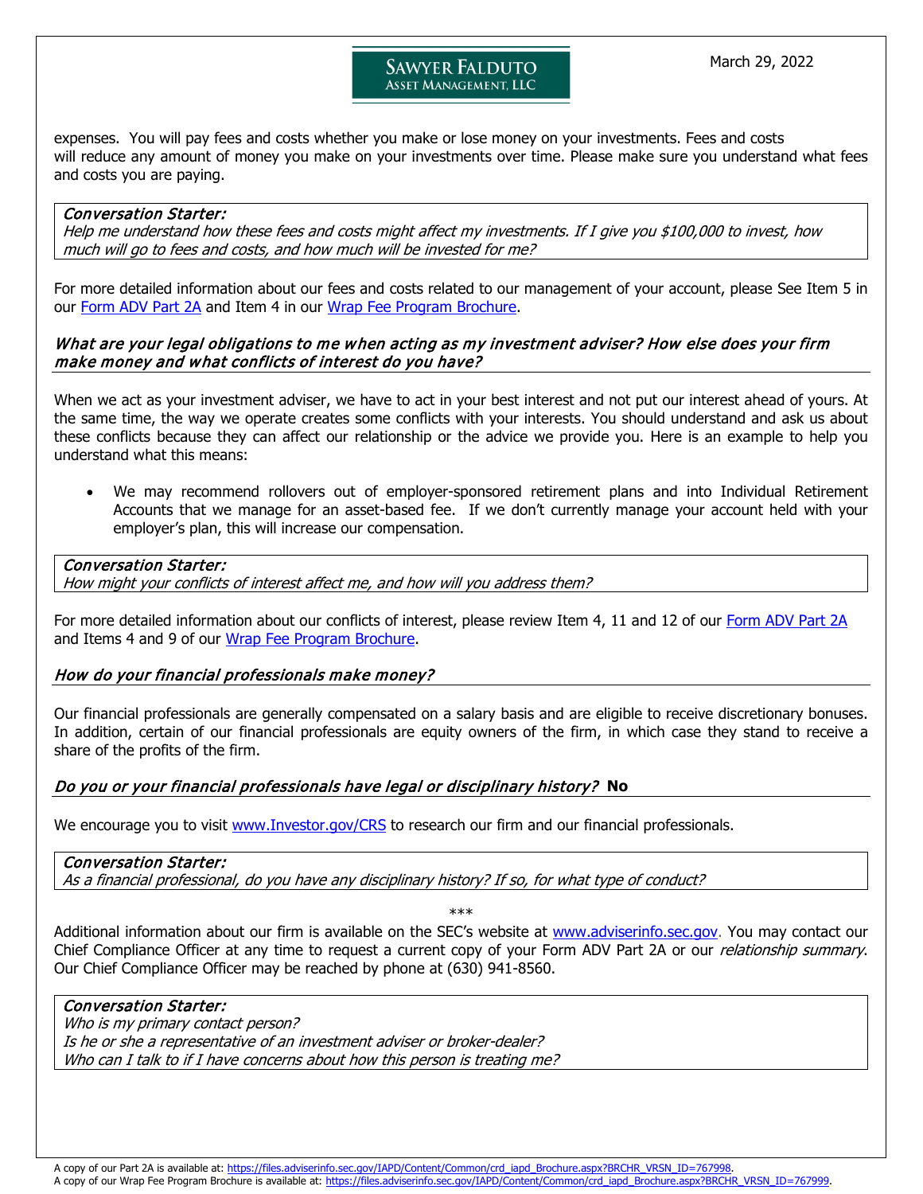expenses. You will pay fees and costs whether you make or lose money on your investments. Fees and costs will reduce any amount of money you make on your investments over time. Please make sure you understand what fees and costs you are paying.

> *Conversation Starter:*
> *Help me understand how these fees and costs might affect my investments. If I give you $100,000 to invest, how much will go to fees and costs, and how much will be invested for me?*

For more detailed information about our fees and costs related to our management of your account, please See Item 5 in our [Form ADV Part 2A](https://files.adviserinfo.sec.gov/IAPD/Content/Common/crd_iapd_Brochure.aspx?BRCHR_VRSN_ID=767998) and Item 4 in our [Wrap Fee Program Brochure](https://files.adviserinfo.sec.gov/IAPD/Content/Common/crd_iapd_Brochure.aspx?BRCHR_VRSN_ID=767999).

### *What are your legal obligations to me when acting as my investment adviser? How else does your firm make money and what conflicts of interest do you have?*

When we act as your investment adviser, we have to act in your best interest and not put our interest ahead of yours. At the same time, the way we operate creates some conflicts with your interests. You should understand and ask us about these conflicts because they can affect our relationship or the advice we provide you. Here is an example to help you understand what this means:

- We may recommend rollovers out of employer-sponsored retirement plans and into Individual Retirement Accounts that we manage for an asset-based fee. If we don't currently manage your account held with your employer's plan, this will increase our compensation.

> *Conversation Starter:*
> *How might your conflicts of interest affect me, and how will you address them?*

For more detailed information about our conflicts of interest, please review Item 4, 11 and 12 of our [Form ADV Part 2A](https://files.adviserinfo.sec.gov/IAPD/Content/Common/crd_iapd_Brochure.aspx?BRCHR_VRSN_ID=767998) and Items 4 and 9 of our [Wrap Fee Program Brochure](https://files.adviserinfo.sec.gov/IAPD/Content/Common/crd_iapd_Brochure.aspx?BRCHR_VRSN_ID=767999).

### *How do your financial professionals make money?*

Our financial professionals are generally compensated on a salary basis and are eligible to receive discretionary bonuses. In addition, certain of our financial professionals are equity owners of the firm, in which case they stand to receive a share of the profits of the firm.

### *Do you or your financial professionals have legal or disciplinary history?* **No**

We encourage you to visit [www.Investor.gov/CRS](http://www.Investor.gov/CRS) to research our firm and our financial professionals.

> *Conversation Starter:*
> *As a financial professional, do you have any disciplinary history? If so, for what type of conduct?*

***

Additional information about our firm is available on the SEC's website at [www.adviserinfo.sec.gov](http://www.adviserinfo.sec.gov). You may contact our Chief Compliance Officer at any time to request a current copy of your Form ADV Part 2A or our *relationship summary*. Our Chief Compliance Officer may be reached by phone at (630) 941-8560.

> *Conversation Starter:*
> *Who is my primary contact person?*
> *Is he or she a representative of an investment adviser or broker-dealer?*
> *Who can I talk to if I have concerns about how this person is treating me?*

A copy of our Part 2A is available at: https://files.adviserinfo.sec.gov/IAPD/Content/Common/crd_iapd_Brochure.aspx?BRCHR_VRSN_ID=767998.
A copy of our Wrap Fee Program Brochure is available at: https://files.adviserinfo.sec.gov/IAPD/Content/Common/crd_iapd_Brochure.aspx?BRCHR_VRSN_ID=767999.